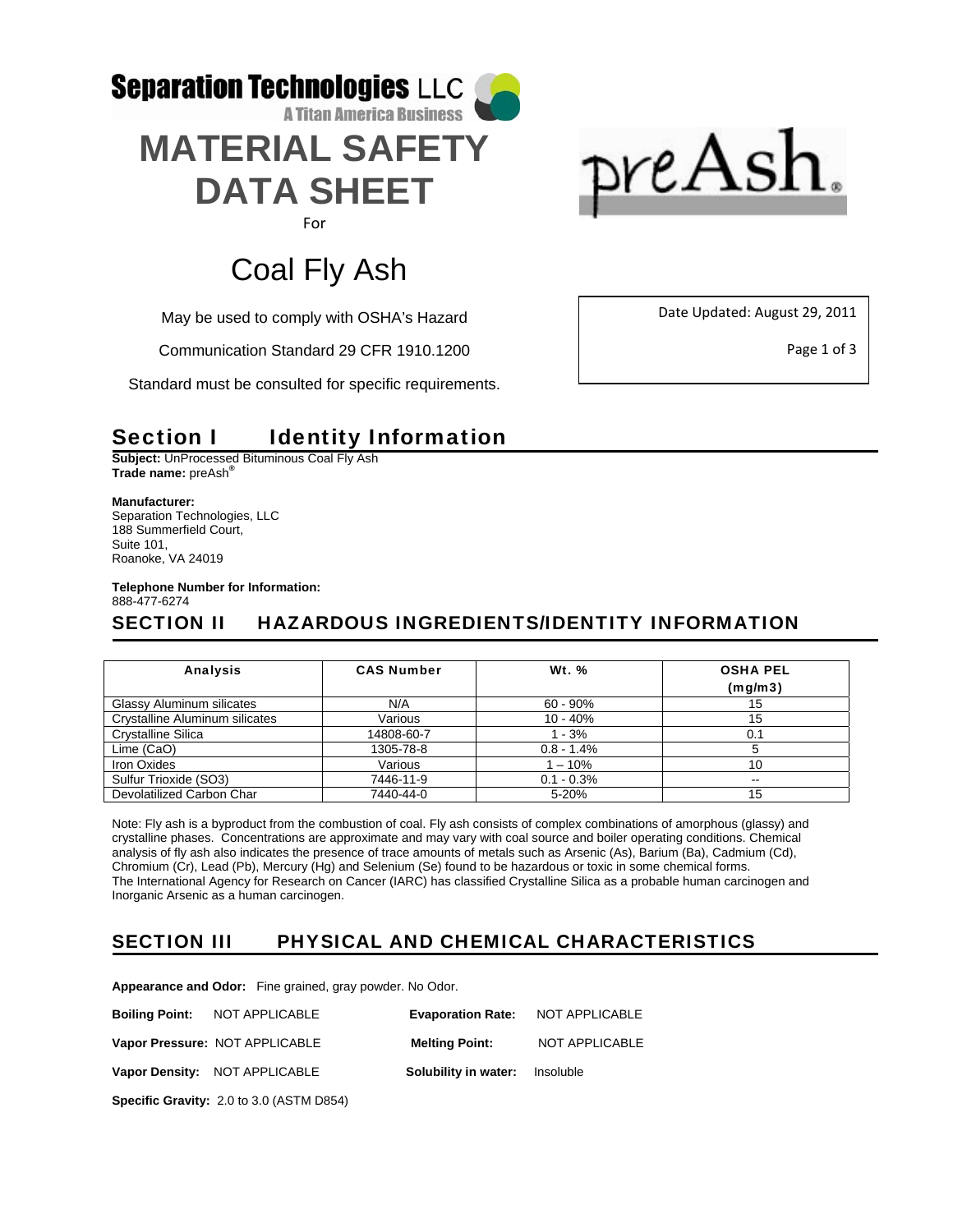**Separation Technologies LLC**
**A Titan America Business**

# MATERIAL SAFETY DATA SHEET

For

# Coal Fly Ash

preAsh®

May be used to comply with OSHA's Hazard

Communication Standard 29 CFR 1910.1200

Standard must be consulted for specific requirements.

Date Updated: August 29, 2011

## Section I Identity Information

**Subject:** UnProcessed Bituminous Coal Fly Ash
**Trade name:** preAsh®

**Manufacturer:**
Separation Technologies, LLC
188 Summerfield Court,
Suite 101,
Roanoke, VA 24019

**Telephone Number for Information:**
888-477-6274

## SECTION II HAZARDOUS INGREDIENTS/IDENTITY INFORMATION

| Analysis | CAS Number | Wt. % | OSHA PEL (mg/m3) |
|---|---|---|---|
| Glassy Aluminum silicates | N/A | 60 - 90% | 15 |
| Crystalline Aluminum silicates | Various | 10 - 40% | 15 |
| Crystalline Silica | 14808-60-7 | 1 - 3% | 0.1 |
| Lime (CaO) | 1305-78-8 | 0.8 - 1.4% | 5 |
| Iron Oxides | Various | 1 – 10% | 10 |
| Sulfur Trioxide (SO3) | 7446-11-9 | 0.1 - 0.3% | -- |
| Devolatilized Carbon Char | 7440-44-0 | 5-20% | 15 |

Note: Fly ash is a byproduct from the combustion of coal. Fly ash consists of complex combinations of amorphous (glassy) and crystalline phases. Concentrations are approximate and may vary with coal source and boiler operating conditions. Chemical analysis of fly ash also indicates the presence of trace amounts of metals such as Arsenic (As), Barium (Ba), Cadmium (Cd), Chromium (Cr), Lead (Pb), Mercury (Hg) and Selenium (Se) found to be hazardous or toxic in some chemical forms.
The International Agency for Research on Cancer (IARC) has classified Crystalline Silica as a probable human carcinogen and Inorganic Arsenic as a human carcinogen.

## SECTION III PHYSICAL AND CHEMICAL CHARACTERISTICS

**Appearance and Odor:** Fine grained, gray powder. No Odor.

**Boiling Point:** NOT APPLICABLE

**Evaporation Rate:** NOT APPLICABLE

**Vapor Pressure:** NOT APPLICABLE

**Melting Point:** NOT APPLICABLE

**Vapor Density:** NOT APPLICABLE

**Solubility in water:** Insoluble

**Specific Gravity:** 2.0 to 3.0 (ASTM D854)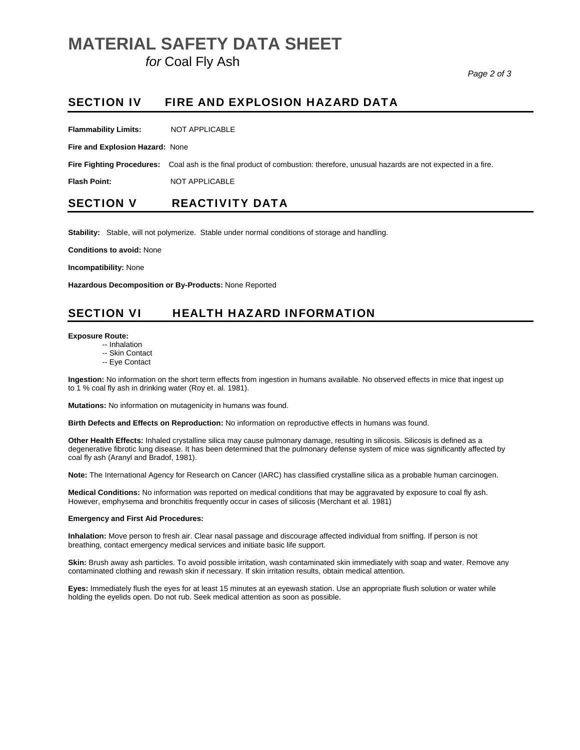## SECTION IV FIRE AND EXPLOSION HAZARD DATA

**Flammability Limits:** NOT APPLICABLE

**Fire and Explosion Hazard:** None

**Fire Fighting Procedures:** Coal ash is the final product of combustion: therefore, unusual hazards are not expected in a fire.

**Flash Point:** NOT APPLICABLE

## SECTION V REACTIVITY DATA

**Stability:** Stable, will not polymerize. Stable under normal conditions of storage and handling.

**Conditions to avoid:** None

**Incompatibility:** None

**Hazardous Decomposition or By-Products:** None Reported

## SECTION VI HEALTH HAZARD INFORMATION

**Exposure Route:**

-- Inhalation
-- Skin Contact
-- Eye Contact

**Ingestion:** No information on the short term effects from ingestion in humans available. No observed effects in mice that ingest up to 1 % coal fly ash in drinking water (Roy et. al. 1981).

**Mutations:** No information on mutagenicity in humans was found.

**Birth Defects and Effects on Reproduction:** No information on reproductive effects in humans was found.

**Other Health Effects:** Inhaled crystalline silica may cause pulmonary damage, resulting in silicosis. Silicosis is defined as a degenerative fibrotic lung disease. It has been determined that the pulmonary defense system of mice was significantly affected by coal fly ash (Aranyl and Bradof, 1981).

**Note:** The International Agency for Research on Cancer (IARC) has classified crystalline silica as a probable human carcinogen.

**Medical Conditions:** No information was reported on medical conditions that may be aggravated by exposure to coal fly ash. However, emphysema and bronchitis frequently occur in cases of silicosis (Merchant et al. 1981)

**Emergency and First Aid Procedures:**

**Inhalation:** Move person to fresh air. Clear nasal passage and discourage affected individual from sniffing. If person is not breathing, contact emergency medical services and initiate basic life support.

**Skin:** Brush away ash particles. To avoid possible irritation, wash contaminated skin immediately with soap and water. Remove any contaminated clothing and rewash skin if necessary. If skin irritation results, obtain medical attention.

**Eyes:** Immediately flush the eyes for at least 15 minutes at an eyewash station. Use an appropriate flush solution or water while holding the eyelids open. Do not rub. Seek medical attention as soon as possible.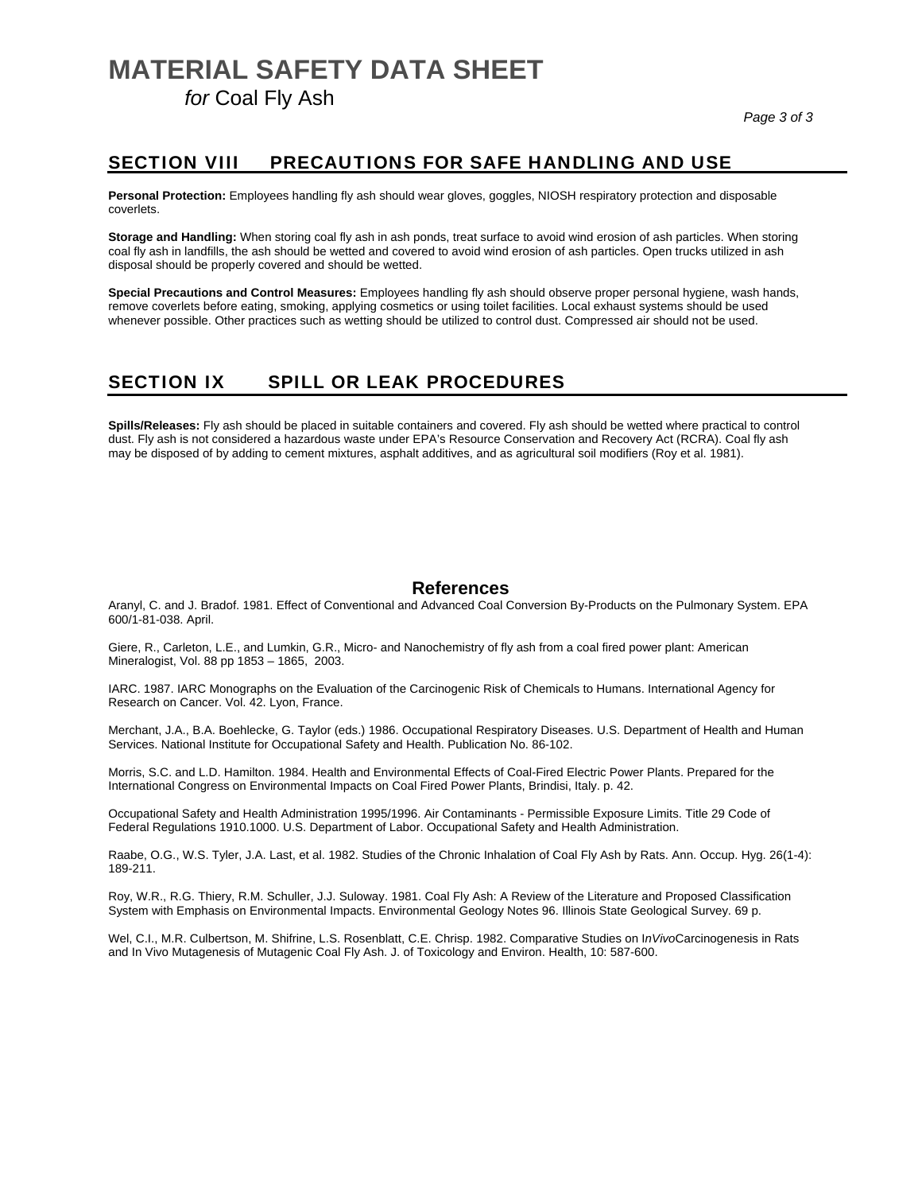# MATERIAL SAFETY DATA SHEET
*for* Coal Fly Ash

## SECTION VIII PRECAUTIONS FOR SAFE HANDLING AND USE

**Personal Protection:** Employees handling fly ash should wear gloves, goggles, NIOSH respiratory protection and disposable coverlets.

**Storage and Handling:** When storing coal fly ash in ash ponds, treat surface to avoid wind erosion of ash particles. When storing coal fly ash in landfills, the ash should be wetted and covered to avoid wind erosion of ash particles. Open trucks utilized in ash disposal should be properly covered and should be wetted.

**Special Precautions and Control Measures:** Employees handling fly ash should observe proper personal hygiene, wash hands, remove coverlets before eating, smoking, applying cosmetics or using toilet facilities. Local exhaust systems should be used whenever possible. Other practices such as wetting should be utilized to control dust. Compressed air should not be used.

## SECTION IX SPILL OR LEAK PROCEDURES

**Spills/Releases:** Fly ash should be placed in suitable containers and covered. Fly ash should be wetted where practical to control dust. Fly ash is not considered a hazardous waste under EPA's Resource Conservation and Recovery Act (RCRA). Coal fly ash may be disposed of by adding to cement mixtures, asphalt additives, and as agricultural soil modifiers (Roy et al. 1981).

## References

Aranyl, C. and J. Bradof. 1981. Effect of Conventional and Advanced Coal Conversion By-Products on the Pulmonary System. EPA 600/1-81-038. April.

Giere, R., Carleton, L.E., and Lumkin, G.R., Micro- and Nanochemistry of fly ash from a coal fired power plant: American Mineralogist, Vol. 88 pp 1853 – 1865, 2003.

IARC. 1987. IARC Monographs on the Evaluation of the Carcinogenic Risk of Chemicals to Humans. International Agency for Research on Cancer. Vol. 42. Lyon, France.

Merchant, J.A., B.A. Boehlecke, G. Taylor (eds.) 1986. Occupational Respiratory Diseases. U.S. Department of Health and Human Services. National Institute for Occupational Safety and Health. Publication No. 86-102.

Morris, S.C. and L.D. Hamilton. 1984. Health and Environmental Effects of Coal-Fired Electric Power Plants. Prepared for the International Congress on Environmental Impacts on Coal Fired Power Plants, Brindisi, Italy. p. 42.

Occupational Safety and Health Administration 1995/1996. Air Contaminants - Permissible Exposure Limits. Title 29 Code of Federal Regulations 1910.1000. U.S. Department of Labor. Occupational Safety and Health Administration.

Raabe, O.G., W.S. Tyler, J.A. Last, et al. 1982. Studies of the Chronic Inhalation of Coal Fly Ash by Rats. Ann. Occup. Hyg. 26(1-4): 189-211.

Roy, W.R., R.G. Thiery, R.M. Schuller, J.J. Suloway. 1981. Coal Fly Ash: A Review of the Literature and Proposed Classification System with Emphasis on Environmental Impacts. Environmental Geology Notes 96. Illinois State Geological Survey. 69 p.

Wel, C.I., M.R. Culbertson, M. Shifrine, L.S. Rosenblatt, C.E. Chrisp. 1982. Comparative Studies on I*nVivo*Carcinogenesis in Rats and In Vivo Mutagenesis of Mutagenic Coal Fly Ash. J. of Toxicology and Environ. Health, 10: 587-600.